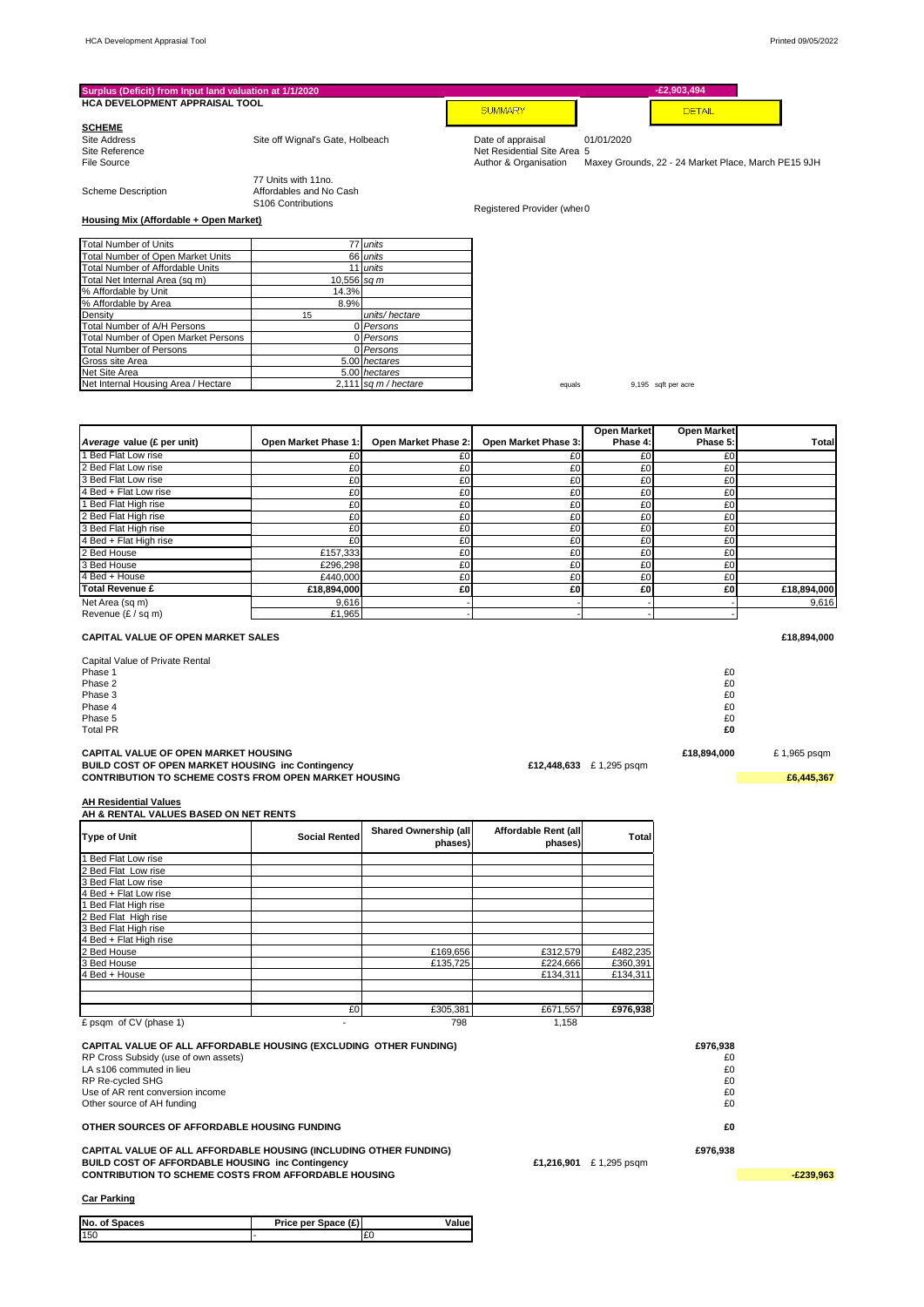**Surplus (Deficit) from Input land valuation at 1/1/2020** -£2,903,494

**HCA DEVELOPMENT APPRAISAL TOOL**

SUMMARY DETAIL

**SCHEME**

| | | | |
|---|---|---|---|
| Site Address | Site off Wignal's Gate, Holbeach | Date of appraisal | 01/01/2020 |
| Site Reference | | Net Residential Site Area | 5 |
| File Source | | Author & Organisation | Maxey Grounds, 22 - 24 Market Place, March PE15 9JH |
| Scheme Description | 77 Units with 11no. Affordables and No Cash S106 Contributions | Registered Provider (wher | 0 |

**Housing Mix (Affordable + Open Market)**

| | | |
|---|---|---|
| Total Number of Units | 77 | *units* |
| Total Number of Open Market Units | 66 | *units* |
| Total Number of Affordable Units | 11 | *units* |
| Total Net Internal Area (sq m) | 10,556 | *sq m* |
| % Affordable by Unit | 14.3% | |
| % Affordable by Area | 8.9% | |
| Density | 15 | *units/ hectare* |
| Total Number of A/H Persons | 0 | *Persons* |
| Total Number of Open Market Persons | 0 | *Persons* |
| Total Number of Persons | 0 | *Persons* |
| Gross site Area | 5.00 | *hectares* |
| Net Site Area | 5.00 | *hectares* |
| Net Internal Housing Area / Hectare | 2,111 | *sq m / hectare* |

equals 9,195 sqft per acre

| *Average* value (£ per unit) | Open Market Phase 1: | Open Market Phase 2: | Open Market Phase 3: | Open Market Phase 4: | Open Market Phase 5: | Total |
|---|---|---|---|---|---|---|
| 1 Bed Flat Low rise | £0 | £0 | £0 | £0 | £0 | |
| 2 Bed Flat Low rise | £0 | £0 | £0 | £0 | £0 | |
| 3 Bed Flat Low rise | £0 | £0 | £0 | £0 | £0 | |
| 4 Bed + Flat Low rise | £0 | £0 | £0 | £0 | £0 | |
| 1 Bed Flat High rise | £0 | £0 | £0 | £0 | £0 | |
| 2 Bed Flat High rise | £0 | £0 | £0 | £0 | £0 | |
| 3 Bed Flat High rise | £0 | £0 | £0 | £0 | £0 | |
| 4 Bed + Flat High rise | £0 | £0 | £0 | £0 | £0 | |
| 2 Bed House | £157,333 | £0 | £0 | £0 | £0 | |
| 3 Bed House | £296,298 | £0 | £0 | £0 | £0 | |
| 4 Bed + House | £440,000 | £0 | £0 | £0 | £0 | |
| **Total Revenue £** | **£18,894,000** | **£0** | **£0** | **£0** | **£0** | **£18,894,000** |
| Net Area (sq m) | 9,616 | - | - | - | - | 9,616 |
| Revenue (£ / sq m) | £1,965 | - | - | - | - | |

**CAPITAL VALUE OF OPEN MARKET SALES** **£18,894,000**

Capital Value of Private Rental

| | |
|---|---|
| Phase 1 | £0 |
| Phase 2 | £0 |
| Phase 3 | £0 |
| Phase 4 | £0 |
| Phase 5 | £0 |
| Total PR | **£0** |

**CAPITAL VALUE OF OPEN MARKET HOUSING** **£18,894,000** £ 1,965 psqm

**BUILD COST OF OPEN MARKET HOUSING inc Contingency** **£12,448,633** £ 1,295 psqm

**CONTRIBUTION TO SCHEME COSTS FROM OPEN MARKET HOUSING** **£6,445,367**

**AH Residential Values**

**AH & RENTAL VALUES BASED ON NET RENTS**

| Type of Unit | Social Rented | Shared Ownership (all phases) | Affordable Rent (all phases) | Total |
|---|---|---|---|---|
| 1 Bed Flat Low rise | | | | |
| 2 Bed Flat Low rise | | | | |
| 3 Bed Flat Low rise | | | | |
| 4 Bed + Flat Low rise | | | | |
| 1 Bed Flat High rise | | | | |
| 2 Bed Flat High rise | | | | |
| 3 Bed Flat High rise | | | | |
| 4 Bed + Flat High rise | | | | |
| 2 Bed House | | £169,656 | £312,579 | £482,235 |
| 3 Bed House | | £135,725 | £224,666 | £360,391 |
| 4 Bed + House | | | £134,311 | £134,311 |
| | | | | |
| | | | | |
| | £0 | £305,381 | £671,557 | **£976,938** |
| £ psqm of CV (phase 1) | - | 798 | 1,158 | |

**CAPITAL VALUE OF ALL AFFORDABLE HOUSING (EXCLUDING OTHER FUNDING)** **£976,938**

| | |
|---|---|
| RP Cross Subsidy (use of own assets) | £0 |
| LA s106 commuted in lieu | £0 |
| RP Re-cycled SHG | £0 |
| Use of AR rent conversion income | £0 |
| Other source of AH funding | £0 |

**OTHER SOURCES OF AFFORDABLE HOUSING FUNDING** **£0**

**CAPITAL VALUE OF ALL AFFORDABLE HOUSING (INCLUDING OTHER FUNDING)** **£976,938**

**BUILD COST OF AFFORDABLE HOUSING inc Contingency** **£1,216,901** £ 1,295 psqm

**CONTRIBUTION TO SCHEME COSTS FROM AFFORDABLE HOUSING** **-£239,963**

**Car Parking**

| No. of Spaces | Price per Space (£) | Value |
|---|---|---|
| 150 | - | £0 |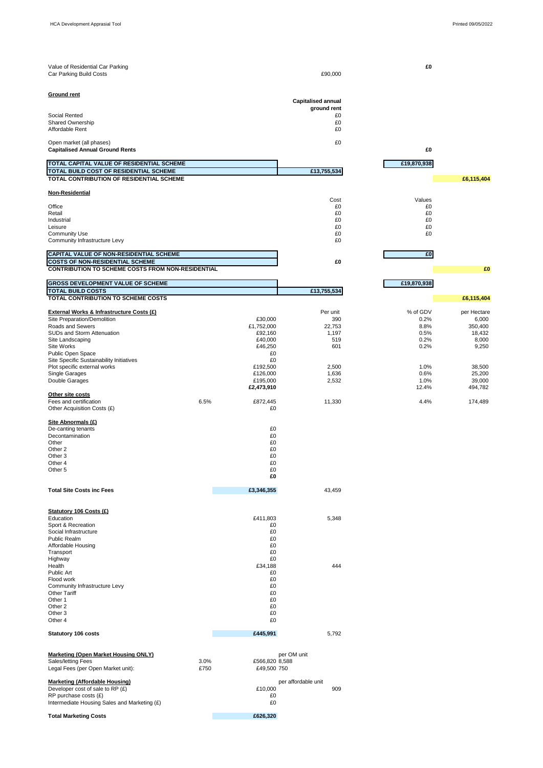| | | | | | |
|---|---|---|---|---|---|
| Value of Residential Car Parking | | | | **£0** | |
| Car Parking Build Costs | | | £90,000 | | |

| **Ground rent** | | | **Capitalised annual ground rent** | | |
|---|---|---|---|---|---|
| Social Rented | | | £0 | | |
| Shared Ownership | | | £0 | | |
| Affordable Rent | | | £0 | | |
| Open market (all phases) | | | £0 | | |
| **Capitalised Annual Ground Rents** | | | | **£0** | |

| | | | | | |
|---|---|---|---|---|---|
| **TOTAL CAPITAL VALUE OF RESIDENTIAL SCHEME** | | | | **£19,870,938** | |
| **TOTAL BUILD COST OF RESIDENTIAL SCHEME** | | | **£13,755,534** | | |
| **TOTAL CONTRIBUTION OF RESIDENTIAL SCHEME** | | | | | **£6,115,404** |

| **Non-Residential** | | | Cost | Values | |
|---|---|---|---|---|---|
| Office | | | £0 | £0 | |
| Retail | | | £0 | £0 | |
| Industrial | | | £0 | £0 | |
| Leisure | | | £0 | £0 | |
| Community Use | | | £0 | £0 | |
| Community Infrastructure Levy | | | £0 | | |

| | | | | | |
|---|---|---|---|---|---|
| **CAPITAL VALUE OF NON-RESIDENTIAL SCHEME** | | | | **£0** | |
| **COSTS OF NON-RESIDENTIAL SCHEME** | | | **£0** | | |
| **CONTRIBUTION TO SCHEME COSTS FROM NON-RESIDENTIAL** | | | | | **£0** |

| | | | | | |
|---|---|---|---|---|---|
| **GROSS DEVELOPMENT VALUE OF SCHEME** | | | | **£19,870,938** | |
| **TOTAL BUILD COSTS** | | | **£13,755,534** | | |
| **TOTAL CONTRIBUTION TO SCHEME COSTS** | | | | | **£6,115,404** |

| **External Works & Infrastructure Costs (£)** | | | Per unit | % of GDV | per Hectare |
|---|---|---|---|---|---|
| Site Preparation/Demolition | | £30,000 | 390 | 0.2% | 6,000 |
| Roads and Sewers | | £1,752,000 | 22,753 | 8.8% | 350,400 |
| SUDs and Storm Attenuation | | £92,160 | 1,197 | 0.5% | 18,432 |
| Site Landscaping | | £40,000 | 519 | 0.2% | 8,000 |
| Site Works | | £46,250 | 601 | 0.2% | 9,250 |
| Public Open Space | | £0 | | | |
| Site Specific Sustainability Initiatives | | £0 | | | |
| Plot specific external works | | £192,500 | 2,500 | 1.0% | 38,500 |
| Single Garages | | £126,000 | 1,636 | 0.6% | 25,200 |
| Double Garages | | £195,000 | 2,532 | 1.0% | 39,000 |
| | | £2,473,910 | | 12.4% | 494,782 |
| **Other site costs** | | | | | |
| Fees and certification | 6.5% | £872,445 | 11,330 | 4.4% | 174,489 |
| Other Acquisition Costs (£) | | £0 | | | |

| **Site Abnormals (£)** | | | |
|---|---|---|---|
| De-canting tenants | | £0 | |
| Decontamination | | £0 | |
| Other | | £0 | |
| Other 2 | | £0 | |
| Other 3 | | £0 | |
| Other 4 | | £0 | |
| Other 5 | | £0 | |
| | | **£0** | |
| **Total Site Costs inc Fees** | | **£3,346,355** | 43,459 |

| **Statutory 106 Costs (£)** | | | |
|---|---|---|---|
| Education | | £411,803 | 5,348 |
| Sport & Recreation | | £0 | |
| Social Infrastructure | | £0 | |
| Public Realm | | £0 | |
| Affordable Housing | | £0 | |
| Transport | | £0 | |
| Highway | | £0 | |
| Health | | £34,188 | 444 |
| Public Art | | £0 | |
| Flood work | | £0 | |
| Community Infrastructure Levy | | £0 | |
| Other Tariff | | £0 | |
| Other 1 | | £0 | |
| Other 2 | | £0 | |
| Other 3 | | £0 | |
| Other 4 | | £0 | |
| **Statutory 106 costs** | | **£445,991** | 5,792 |

| **Marketing (Open Market Housing ONLY)** | | | per OM unit |
|---|---|---|---|
| Sales/letting Fees | 3.0% | £566,820 | 8,588 |
| Legal Fees (per Open Market unit): | £750 | £49,500 | 750 |
| **Marketing (Affordable Housing)** | | | per affordable unit |
| Developer cost of sale to RP (£) | | £10,000 | 909 |
| RP purchase costs (£) | | £0 | |
| Intermediate Housing Sales and Marketing (£) | | £0 | |
| **Total Marketing Costs** | | **£626,320** | |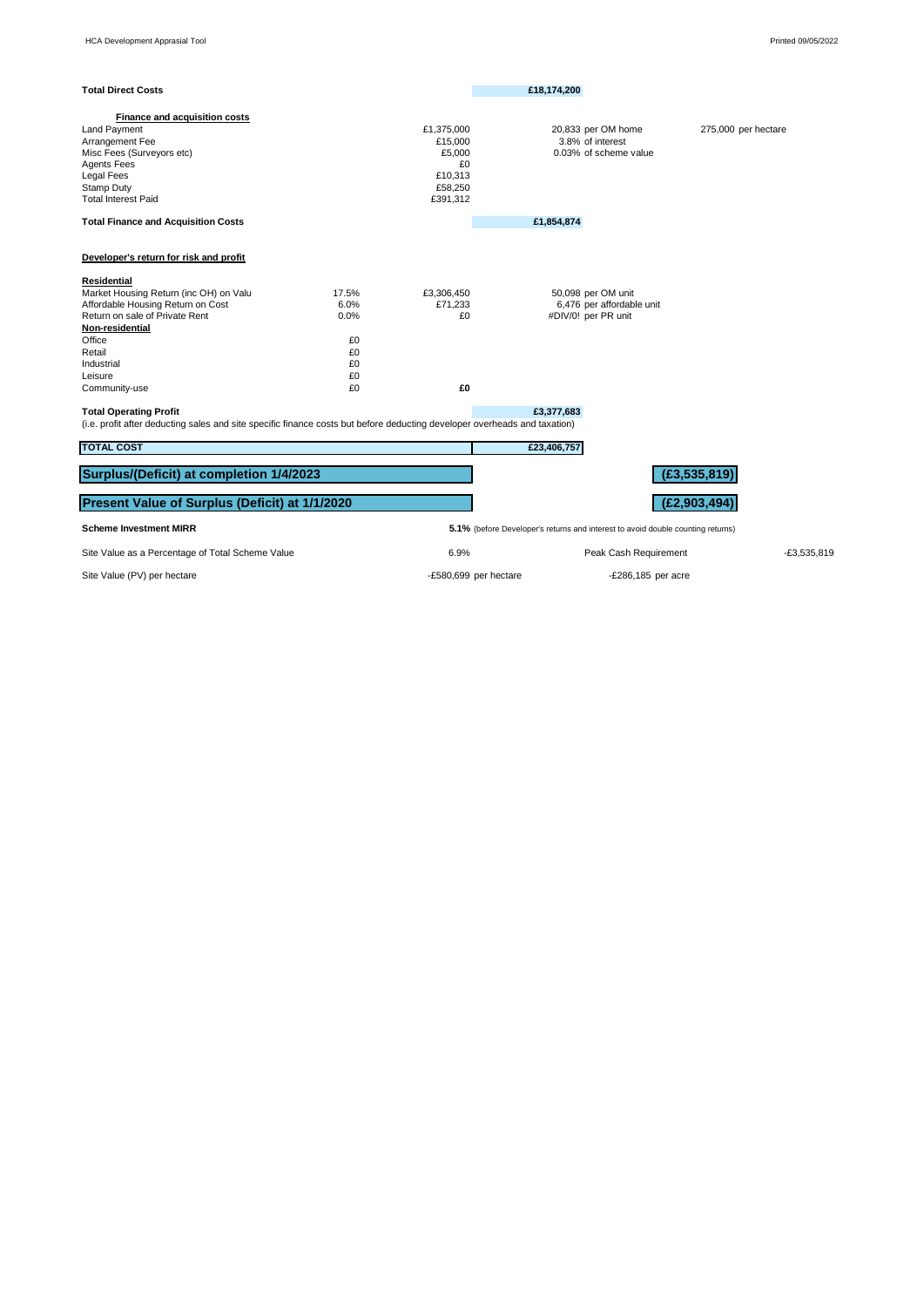**Total Direct Costs** | | | **£18,174,200**

| | | | | |
|---|---|---|---|---|
| **Finance and acquisition costs** | | | | |
| Land Payment | | £1,375,000 | 20,833 per OM home | 275,000 per hectare |
| Arrangement Fee | | £15,000 | 3.8% of interest | |
| Misc Fees (Surveyors etc) | | £5,000 | 0.03% of scheme value | |
| Agents Fees | | £0 | | |
| Legal Fees | | £10,313 | | |
| Stamp Duty | | £58,250 | | |
| Total Interest Paid | | £391,312 | | |
| **Total Finance and Acquisition Costs** | | | **£1,854,874** | |

**Developer's return for risk and profit**

| | | | |
|---|---|---|---|
| **Residential** | | | |
| Market Housing Return (inc OH) on Valu | 17.5% | £3,306,450 | 50,098 per OM unit |
| Affordable Housing Return on Cost | 6.0% | £71,233 | 6,476 per affordable unit |
| Return on sale of Private Rent | 0.0% | £0 | #DIV/0! per PR unit |
| **Non-residential** | | | |
| Office | £0 | | |
| Retail | £0 | | |
| Industrial | £0 | | |
| Leisure | £0 | | |
| Community-use | £0 | **£0** | |

**Total Operating Profit** | **£3,377,683**

(i.e. profit after deducting sales and site specific finance costs but before deducting developer overheads and taxation)

**TOTAL COST** | **£23,406,757**

## Surplus/(Deficit) at completion 1/4/2023 — (£3,535,819)

## Present Value of Surplus (Deficit) at 1/1/2020 — (£2,903,494)

**Scheme Investment MIRR** — **5.1%** (before Developer's returns and interest to avoid double counting returns)

Site Value as a Percentage of Total Scheme Value — 6.9% — Peak Cash Requirement — -£3,535,819

Site Value (PV) per hectare — -£580,699 per hectare — -£286,185 per acre